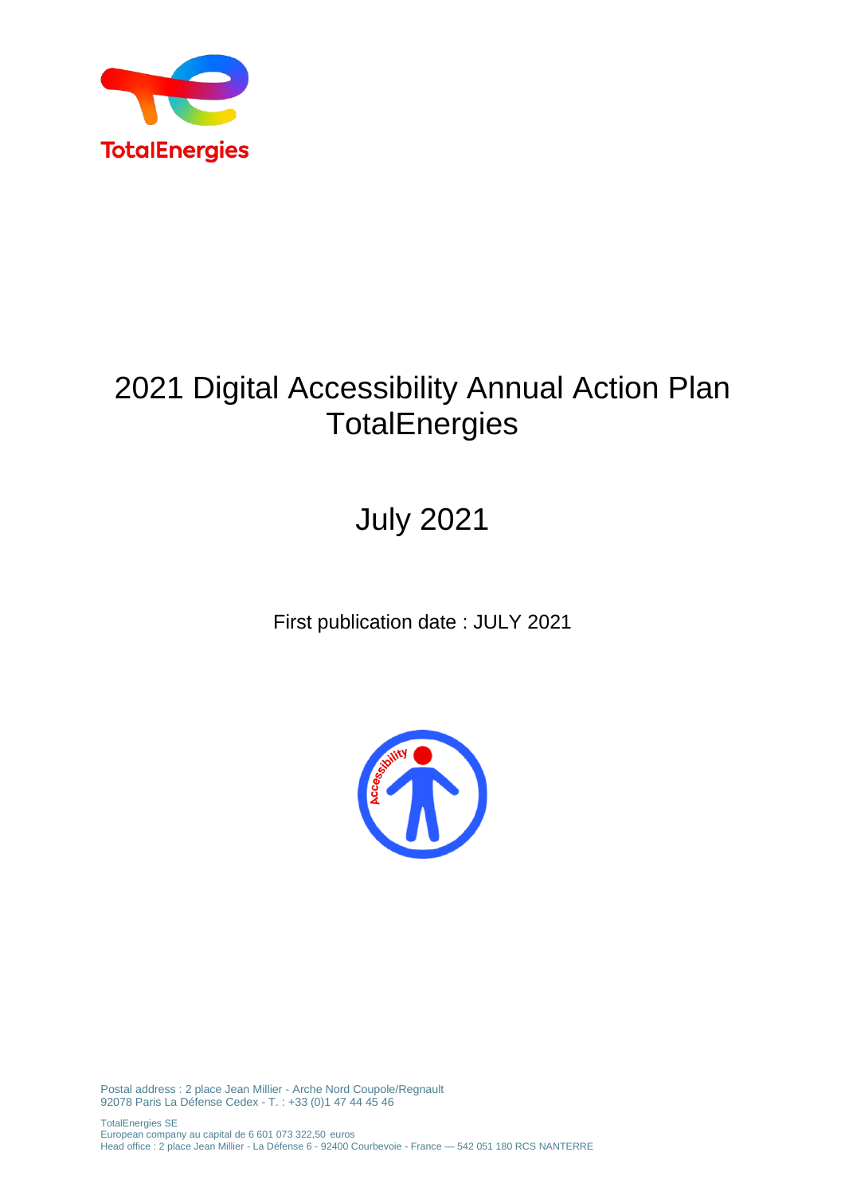# 2021 Digital Accessibility Annual Action Plan TotalEnergies

## July 2021

First publication date : JULY 2021

Postal address : 2 place Jean Millier - Arche Nord Coupole/Regnault
92078 Paris La Défense Cedex - T. : +33 (0)1 47 44 45 46

TotalEnergies SE
European company au capital de 6 601 073 322,50 euros
Head office : 2 place Jean Millier - La Défense 6 - 92400 Courbevoie - France — 542 051 180 RCS NANTERRE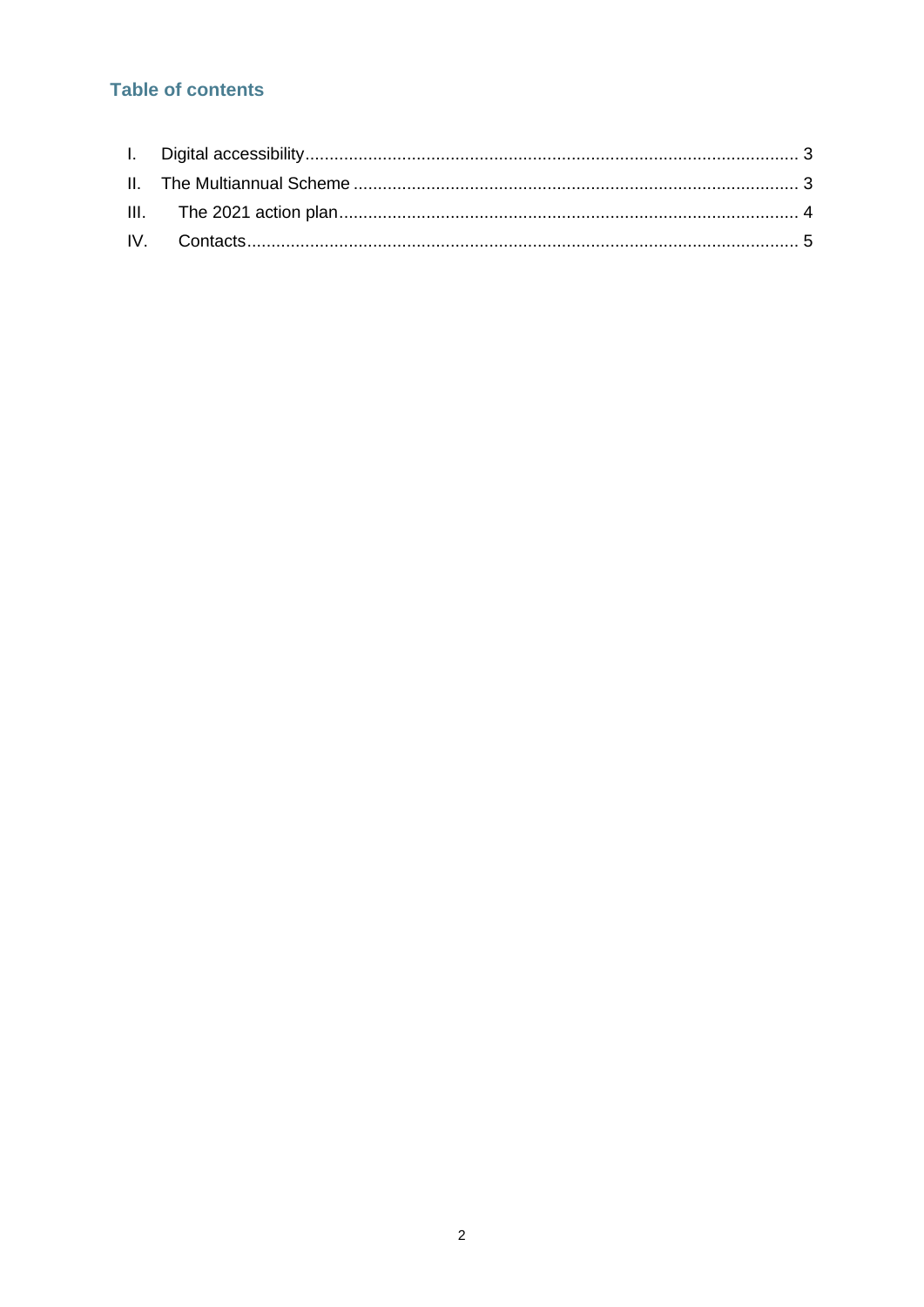## Table of contents

I. Digital accessibility ........ 3

II. The Multiannual Scheme ........ 3

III. The 2021 action plan ........ 4

IV. Contacts ........ 5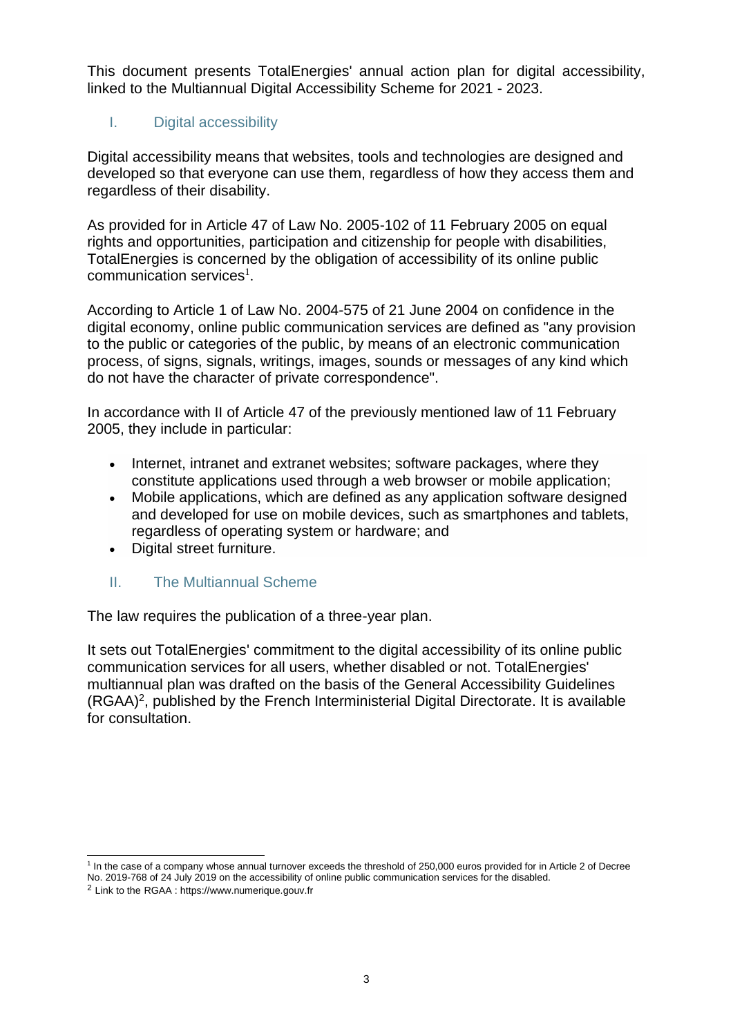This document presents TotalEnergies' annual action plan for digital accessibility, linked to the Multiannual Digital Accessibility Scheme for 2021 - 2023.

## I. Digital accessibility

Digital accessibility means that websites, tools and technologies are designed and developed so that everyone can use them, regardless of how they access them and regardless of their disability.

As provided for in Article 47 of Law No. 2005-102 of 11 February 2005 on equal rights and opportunities, participation and citizenship for people with disabilities, TotalEnergies is concerned by the obligation of accessibility of its online public communication services[1].

According to Article 1 of Law No. 2004-575 of 21 June 2004 on confidence in the digital economy, online public communication services are defined as "any provision to the public or categories of the public, by means of an electronic communication process, of signs, signals, writings, images, sounds or messages of any kind which do not have the character of private correspondence".

In accordance with II of Article 47 of the previously mentioned law of 11 February 2005, they include in particular:

- Internet, intranet and extranet websites; software packages, where they constitute applications used through a web browser or mobile application;
- Mobile applications, which are defined as any application software designed and developed for use on mobile devices, such as smartphones and tablets, regardless of operating system or hardware; and
- Digital street furniture.

## II. The Multiannual Scheme

The law requires the publication of a three-year plan.

It sets out TotalEnergies' commitment to the digital accessibility of its online public communication services for all users, whether disabled or not. TotalEnergies' multiannual plan was drafted on the basis of the General Accessibility Guidelines (RGAA)[2], published by the French Interministerial Digital Directorate. It is available for consultation.

---

[1] In the case of a company whose annual turnover exceeds the threshold of 250,000 euros provided for in Article 2 of Decree No. 2019-768 of 24 July 2019 on the accessibility of online public communication services for the disabled.

[2] Link to the RGAA : https://www.numerique.gouv.fr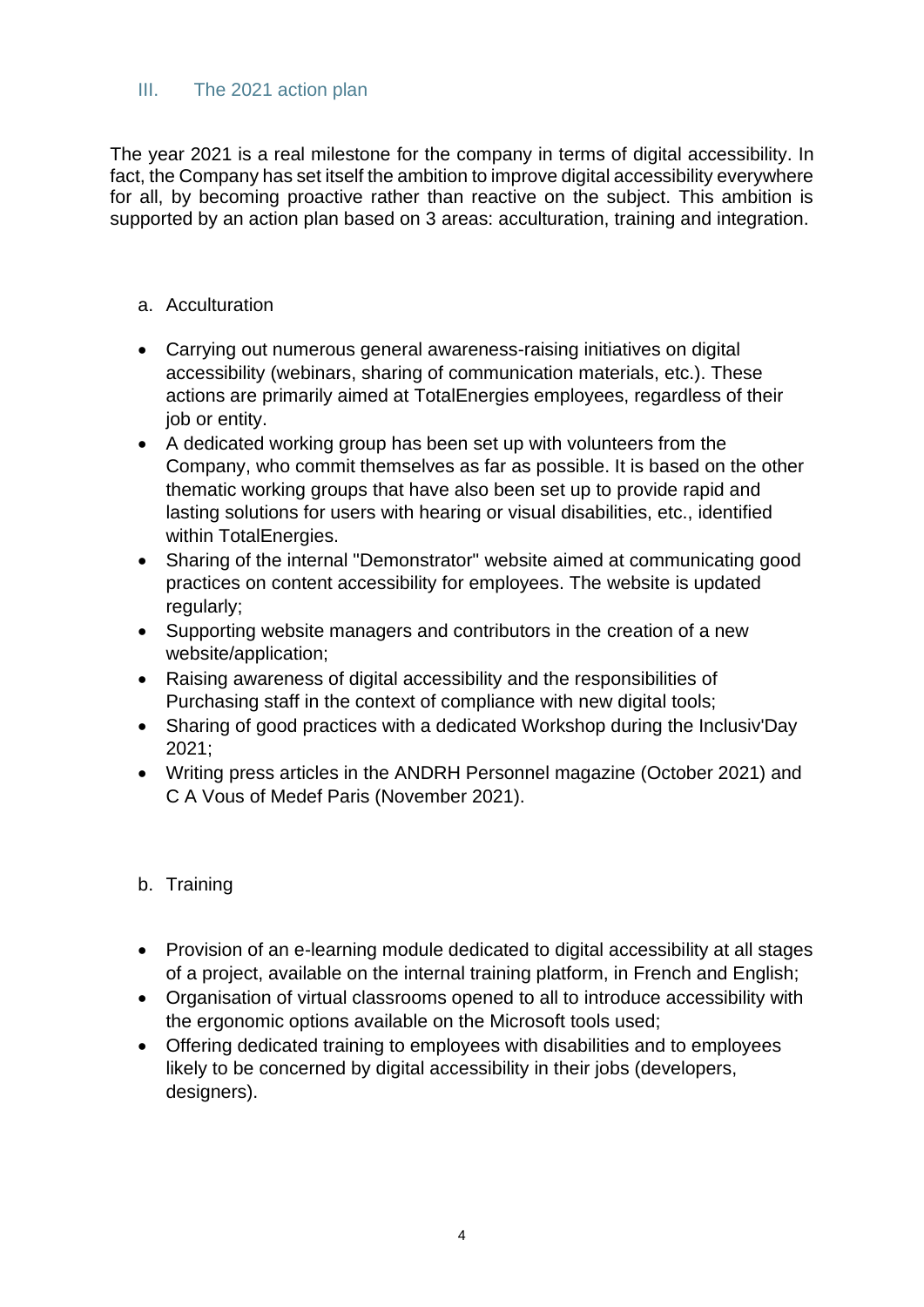## III. The 2021 action plan

The year 2021 is a real milestone for the company in terms of digital accessibility. In fact, the Company has set itself the ambition to improve digital accessibility everywhere for all, by becoming proactive rather than reactive on the subject. This ambition is supported by an action plan based on 3 areas: acculturation, training and integration.

### a. Acculturation

- Carrying out numerous general awareness-raising initiatives on digital accessibility (webinars, sharing of communication materials, etc.). These actions are primarily aimed at TotalEnergies employees, regardless of their job or entity.
- A dedicated working group has been set up with volunteers from the Company, who commit themselves as far as possible. It is based on the other thematic working groups that have also been set up to provide rapid and lasting solutions for users with hearing or visual disabilities, etc., identified within TotalEnergies.
- Sharing of the internal "Demonstrator" website aimed at communicating good practices on content accessibility for employees. The website is updated regularly;
- Supporting website managers and contributors in the creation of a new website/application;
- Raising awareness of digital accessibility and the responsibilities of Purchasing staff in the context of compliance with new digital tools;
- Sharing of good practices with a dedicated Workshop during the Inclusiv'Day 2021;
- Writing press articles in the ANDRH Personnel magazine (October 2021) and C A Vous of Medef Paris (November 2021).

### b. Training

- Provision of an e-learning module dedicated to digital accessibility at all stages of a project, available on the internal training platform, in French and English;
- Organisation of virtual classrooms opened to all to introduce accessibility with the ergonomic options available on the Microsoft tools used;
- Offering dedicated training to employees with disabilities and to employees likely to be concerned by digital accessibility in their jobs (developers, designers).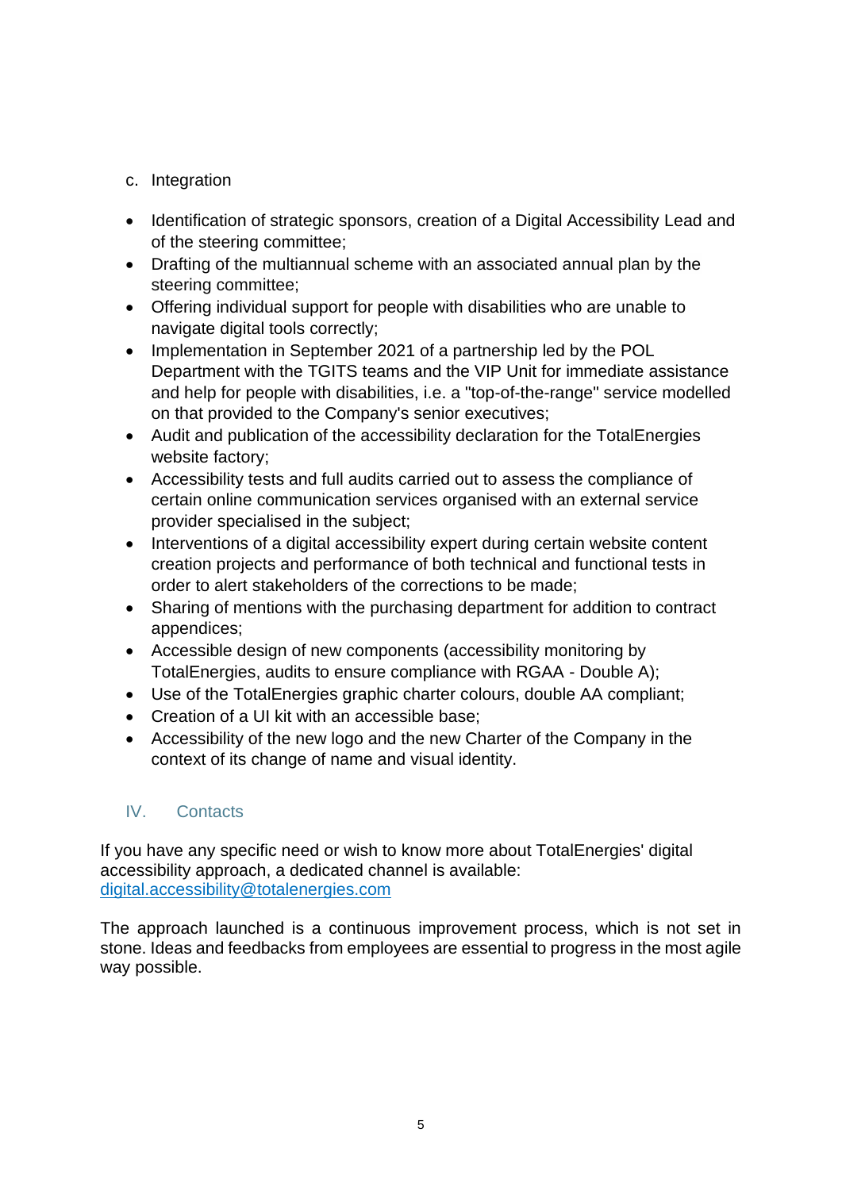c. Integration

- Identification of strategic sponsors, creation of a Digital Accessibility Lead and of the steering committee;
- Drafting of the multiannual scheme with an associated annual plan by the steering committee;
- Offering individual support for people with disabilities who are unable to navigate digital tools correctly;
- Implementation in September 2021 of a partnership led by the POL Department with the TGITS teams and the VIP Unit for immediate assistance and help for people with disabilities, i.e. a "top-of-the-range" service modelled on that provided to the Company's senior executives;
- Audit and publication of the accessibility declaration for the TotalEnergies website factory;
- Accessibility tests and full audits carried out to assess the compliance of certain online communication services organised with an external service provider specialised in the subject;
- Interventions of a digital accessibility expert during certain website content creation projects and performance of both technical and functional tests in order to alert stakeholders of the corrections to be made;
- Sharing of mentions with the purchasing department for addition to contract appendices;
- Accessible design of new components (accessibility monitoring by TotalEnergies, audits to ensure compliance with RGAA - Double A);
- Use of the TotalEnergies graphic charter colours, double AA compliant;
- Creation of a UI kit with an accessible base;
- Accessibility of the new logo and the new Charter of the Company in the context of its change of name and visual identity.

## IV. Contacts

If you have any specific need or wish to know more about TotalEnergies' digital accessibility approach, a dedicated channel is available: [digital.accessibility@totalenergies.com](mailto:digital.accessibility@totalenergies.com)

The approach launched is a continuous improvement process, which is not set in stone. Ideas and feedbacks from employees are essential to progress in the most agile way possible.